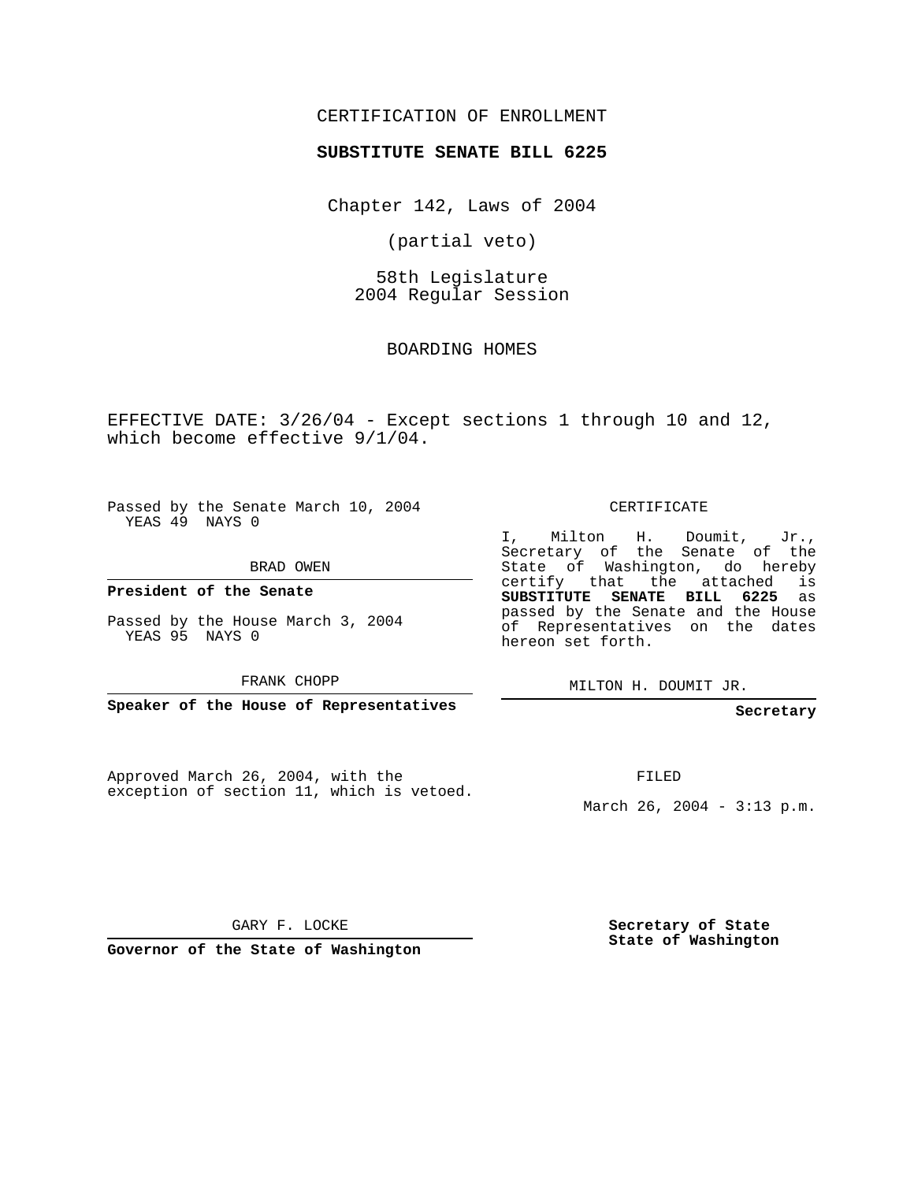CERTIFICATION OF ENROLLMENT

**SUBSTITUTE SENATE BILL 6225**

Chapter 142, Laws of 2004

(partial veto)

58th Legislature
2004 Regular Session

BOARDING HOMES

EFFECTIVE DATE: 3/26/04 - Except sections 1 through 10 and 12, which become effective 9/1/04.

Passed by the Senate March 10, 2004
YEAS 49 NAYS 0

BRAD OWEN

**President of the Senate**

Passed by the House March 3, 2004
YEAS 95 NAYS 0

FRANK CHOPP

**Speaker of the House of Representatives**

CERTIFICATE

I, Milton H. Doumit, Jr., Secretary of the Senate of the State of Washington, do hereby certify that the attached is **SUBSTITUTE SENATE BILL 6225** as passed by the Senate and the House of Representatives on the dates hereon set forth.

MILTON H. DOUMIT JR.

**Secretary**

Approved March 26, 2004, with the exception of section 11, which is vetoed.

FILED

March 26, 2004 - 3:13 p.m.

GARY F. LOCKE

**Governor of the State of Washington**

**Secretary of State**
**State of Washington**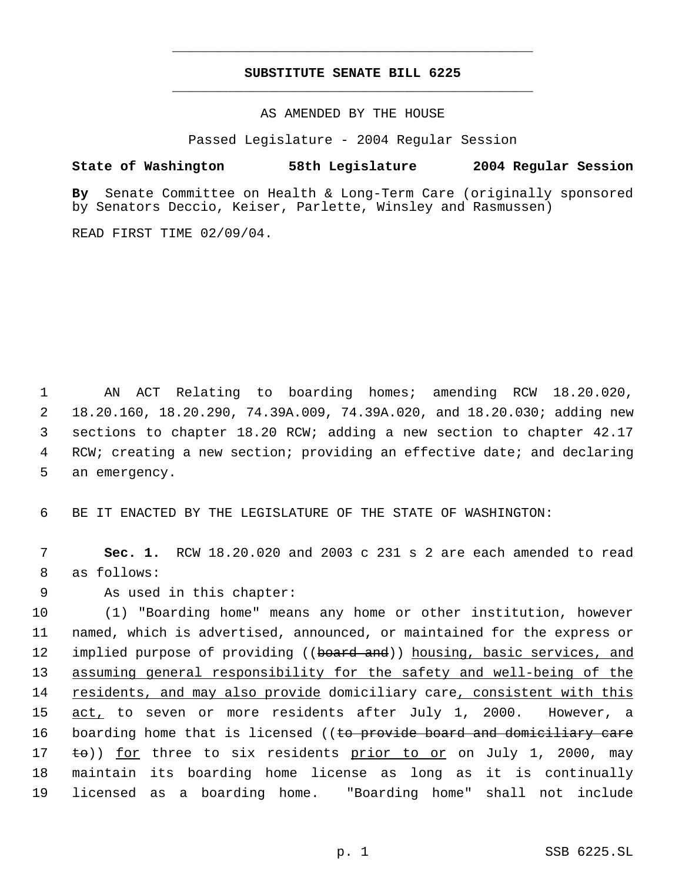# SUBSTITUTE SENATE BILL 6225

AS AMENDED BY THE HOUSE

Passed Legislature - 2004 Regular Session

**State of Washington 58th Legislature 2004 Regular Session**

**By** Senate Committee on Health & Long-Term Care (originally sponsored by Senators Deccio, Keiser, Parlette, Winsley and Rasmussen)

READ FIRST TIME 02/09/04.

1 AN ACT Relating to boarding homes; amending RCW 18.20.020, 2 18.20.160, 18.20.290, 74.39A.009, 74.39A.020, and 18.20.030; adding new 3 sections to chapter 18.20 RCW; adding a new section to chapter 42.17 4 RCW; creating a new section; providing an effective date; and declaring 5 an emergency.

6 BE IT ENACTED BY THE LEGISLATURE OF THE STATE OF WASHINGTON:

7 **Sec. 1.** RCW 18.20.020 and 2003 c 231 s 2 are each amended to read 8 as follows:

9 As used in this chapter:

10 (1) "Boarding home" means any home or other institution, however 11 named, which is advertised, announced, or maintained for the express or 12 implied purpose of providing ((~~board and~~)) <u>housing, basic services, and</u> 13 <u>assuming general responsibility for the safety and well-being of the</u> 14 <u>residents, and may also provide</u> domiciliary care<u>, consistent with this</u> 15 <u>act,</u> to seven or more residents after July 1, 2000. However, a 16 boarding home that is licensed ((~~to provide board and domiciliary care~~ 17 ~~to~~)) <u>for</u> three to six residents <u>prior to or</u> on July 1, 2000, may 18 maintain its boarding home license as long as it is continually 19 licensed as a boarding home. "Boarding home" shall not include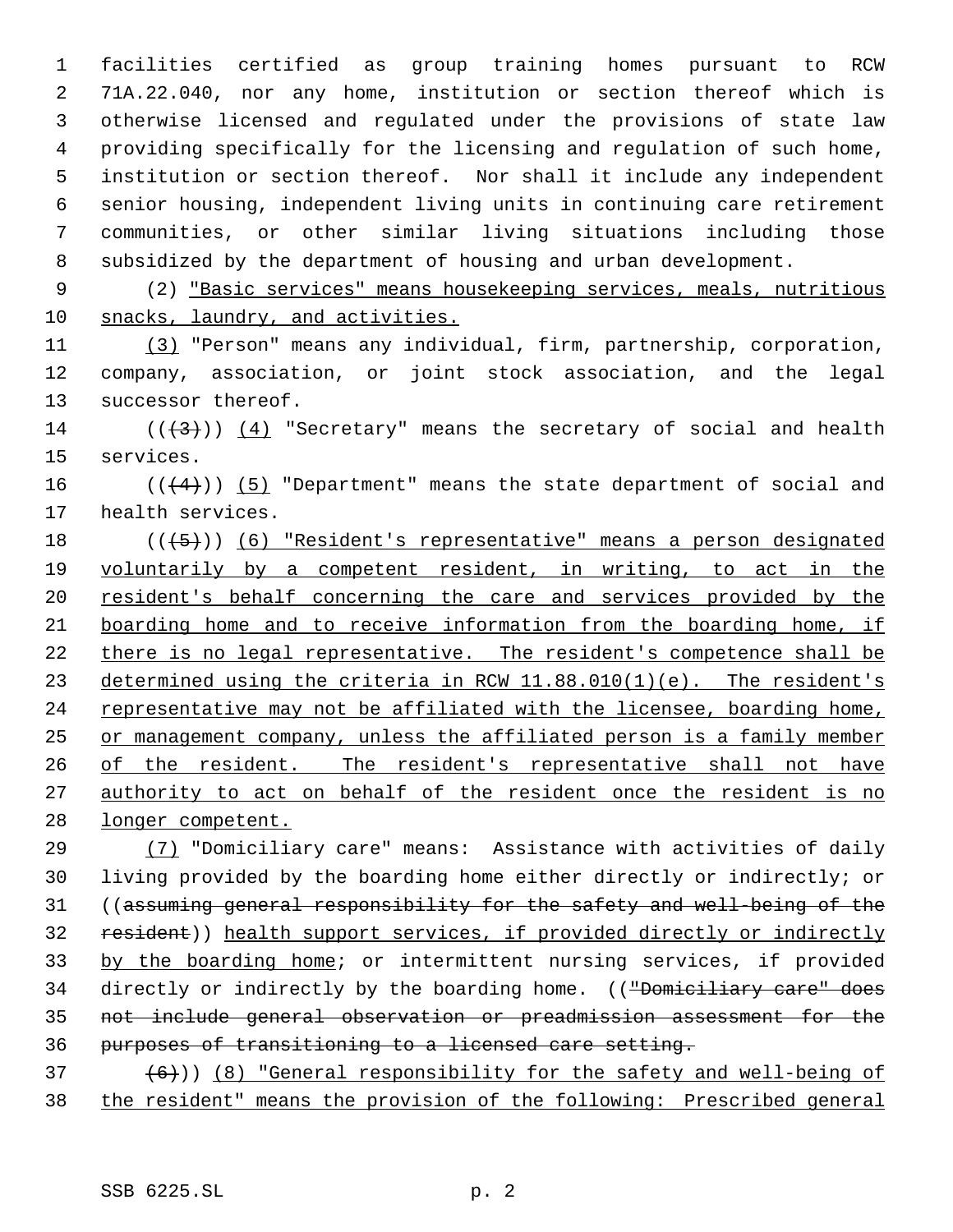facilities certified as group training homes pursuant to RCW 71A.22.040, nor any home, institution or section thereof which is otherwise licensed and regulated under the provisions of state law providing specifically for the licensing and regulation of such home, institution or section thereof. Nor shall it include any independent senior housing, independent living units in continuing care retirement communities, or other similar living situations including those subsidized by the department of housing and urban development.

(2) "Basic services" means housekeeping services, meals, nutritious snacks, laundry, and activities.

(3) "Person" means any individual, firm, partnership, corporation, company, association, or joint stock association, and the legal successor thereof.

(((3))) (4) "Secretary" means the secretary of social and health services.

(((4))) (5) "Department" means the state department of social and health services.

(((5))) (6) "Resident's representative" means a person designated voluntarily by a competent resident, in writing, to act in the resident's behalf concerning the care and services provided by the boarding home and to receive information from the boarding home, if there is no legal representative. The resident's competence shall be determined using the criteria in RCW 11.88.010(1)(e). The resident's representative may not be affiliated with the licensee, boarding home, or management company, unless the affiliated person is a family member of the resident. The resident's representative shall not have authority to act on behalf of the resident once the resident is no longer competent.

(7) "Domiciliary care" means: Assistance with activities of daily living provided by the boarding home either directly or indirectly; or ((~~assuming general responsibility for the safety and well-being of the resident~~)) health support services, if provided directly or indirectly by the boarding home; or intermittent nursing services, if provided directly or indirectly by the boarding home. ((~~"Domiciliary care" does not include general observation or preadmission assessment for the purposes of transitioning to a licensed care setting.~~

~~(6)~~)) (8) "General responsibility for the safety and well-being of the resident" means the provision of the following: Prescribed general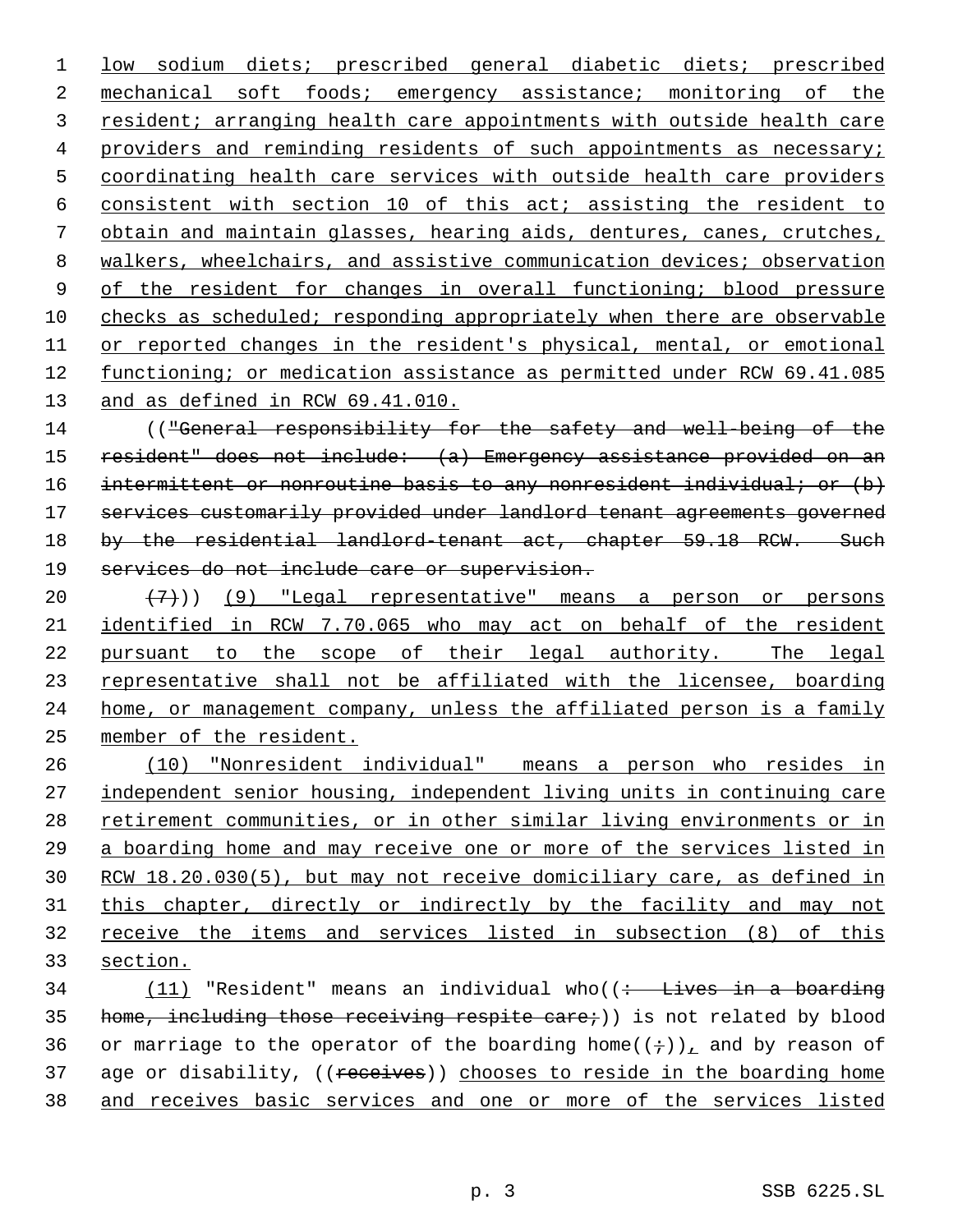low sodium diets; prescribed general diabetic diets; prescribed mechanical soft foods; emergency assistance; monitoring of the resident; arranging health care appointments with outside health care providers and reminding residents of such appointments as necessary; coordinating health care services with outside health care providers consistent with section 10 of this act; assisting the resident to obtain and maintain glasses, hearing aids, dentures, canes, crutches, walkers, wheelchairs, and assistive communication devices; observation of the resident for changes in overall functioning; blood pressure checks as scheduled; responding appropriately when there are observable or reported changes in the resident's physical, mental, or emotional functioning; or medication assistance as permitted under RCW 69.41.085 and as defined in RCW 69.41.010.

(("General responsibility for the safety and well-being of the resident" does not include: (a) Emergency assistance provided on an intermittent or nonroutine basis to any nonresident individual; or (b) services customarily provided under landlord tenant agreements governed by the residential landlord-tenant act, chapter 59.18 RCW. Such services do not include care or supervision.

(7))) (9) "Legal representative" means a person or persons identified in RCW 7.70.065 who may act on behalf of the resident pursuant to the scope of their legal authority. The legal representative shall not be affiliated with the licensee, boarding home, or management company, unless the affiliated person is a family member of the resident.

(10) "Nonresident individual" means a person who resides in independent senior housing, independent living units in continuing care retirement communities, or in other similar living environments or in a boarding home and may receive one or more of the services listed in RCW 18.20.030(5), but may not receive domiciliary care, as defined in this chapter, directly or indirectly by the facility and may not receive the items and services listed in subsection (8) of this section.

(11) "Resident" means an individual who((: Lives in a boarding home, including those receiving respite care;)) is not related by blood or marriage to the operator of the boarding home((;)), and by reason of age or disability, ((receives)) chooses to reside in the boarding home and receives basic services and one or more of the services listed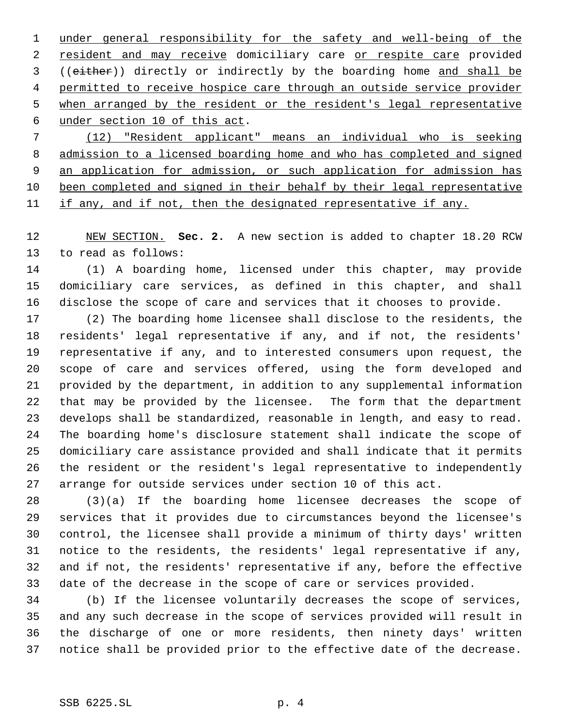under general responsibility for the safety and well-being of the resident and may receive domiciliary care or respite care provided ((~~either~~)) directly or indirectly by the boarding home and shall be permitted to receive hospice care through an outside service provider when arranged by the resident or the resident's legal representative under section 10 of this act.

(12) "Resident applicant" means an individual who is seeking admission to a licensed boarding home and who has completed and signed an application for admission, or such application for admission has been completed and signed in their behalf by their legal representative if any, and if not, then the designated representative if any.

NEW SECTION. **Sec. 2.** A new section is added to chapter 18.20 RCW to read as follows:

(1) A boarding home, licensed under this chapter, may provide domiciliary care services, as defined in this chapter, and shall disclose the scope of care and services that it chooses to provide.

(2) The boarding home licensee shall disclose to the residents, the residents' legal representative if any, and if not, the residents' representative if any, and to interested consumers upon request, the scope of care and services offered, using the form developed and provided by the department, in addition to any supplemental information that may be provided by the licensee. The form that the department develops shall be standardized, reasonable in length, and easy to read. The boarding home's disclosure statement shall indicate the scope of domiciliary care assistance provided and shall indicate that it permits the resident or the resident's legal representative to independently arrange for outside services under section 10 of this act.

(3)(a) If the boarding home licensee decreases the scope of services that it provides due to circumstances beyond the licensee's control, the licensee shall provide a minimum of thirty days' written notice to the residents, the residents' legal representative if any, and if not, the residents' representative if any, before the effective date of the decrease in the scope of care or services provided.

(b) If the licensee voluntarily decreases the scope of services, and any such decrease in the scope of services provided will result in the discharge of one or more residents, then ninety days' written notice shall be provided prior to the effective date of the decrease.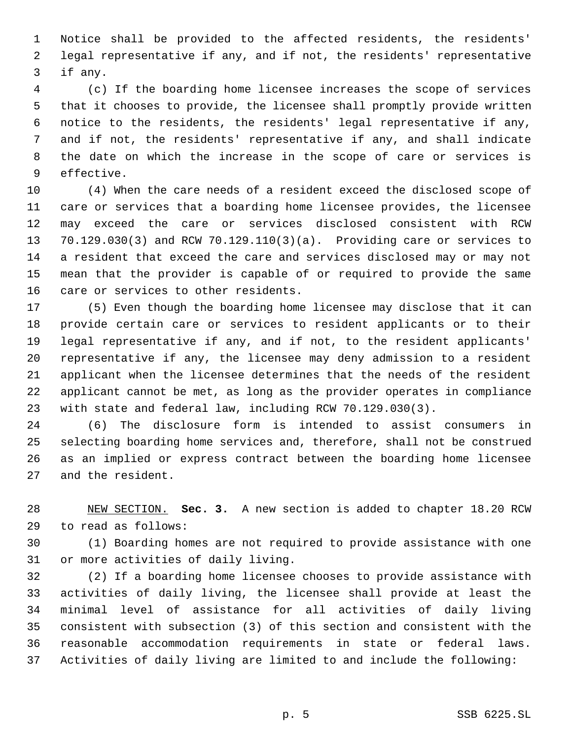Notice shall be provided to the affected residents, the residents' legal representative if any, and if not, the residents' representative if any.

(c) If the boarding home licensee increases the scope of services that it chooses to provide, the licensee shall promptly provide written notice to the residents, the residents' legal representative if any, and if not, the residents' representative if any, and shall indicate the date on which the increase in the scope of care or services is effective.

(4) When the care needs of a resident exceed the disclosed scope of care or services that a boarding home licensee provides, the licensee may exceed the care or services disclosed consistent with RCW 70.129.030(3) and RCW 70.129.110(3)(a). Providing care or services to a resident that exceed the care and services disclosed may or may not mean that the provider is capable of or required to provide the same care or services to other residents.

(5) Even though the boarding home licensee may disclose that it can provide certain care or services to resident applicants or to their legal representative if any, and if not, to the resident applicants' representative if any, the licensee may deny admission to a resident applicant when the licensee determines that the needs of the resident applicant cannot be met, as long as the provider operates in compliance with state and federal law, including RCW 70.129.030(3).

(6) The disclosure form is intended to assist consumers in selecting boarding home services and, therefore, shall not be construed as an implied or express contract between the boarding home licensee and the resident.

NEW SECTION. **Sec. 3.** A new section is added to chapter 18.20 RCW to read as follows:

(1) Boarding homes are not required to provide assistance with one or more activities of daily living.

(2) If a boarding home licensee chooses to provide assistance with activities of daily living, the licensee shall provide at least the minimal level of assistance for all activities of daily living consistent with subsection (3) of this section and consistent with the reasonable accommodation requirements in state or federal laws. Activities of daily living are limited to and include the following: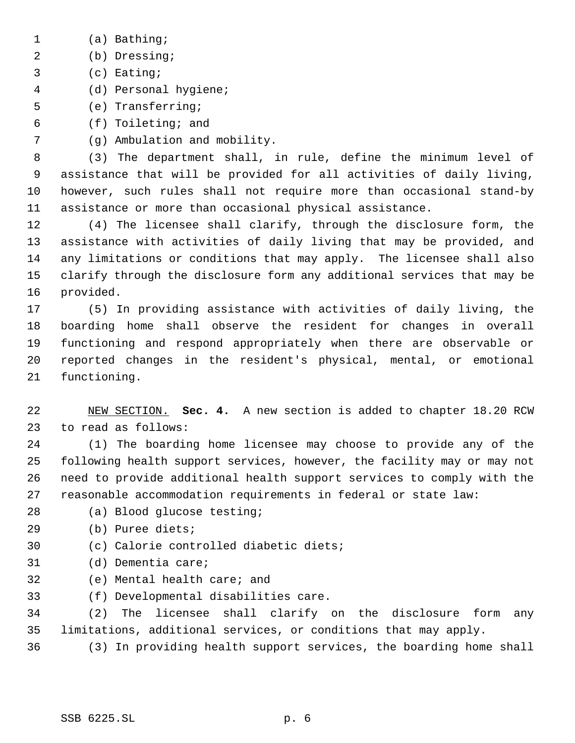(a) Bathing;

(b) Dressing;

(c) Eating;

(d) Personal hygiene;

(e) Transferring;

(f) Toileting; and

(g) Ambulation and mobility.

(3) The department shall, in rule, define the minimum level of assistance that will be provided for all activities of daily living, however, such rules shall not require more than occasional stand-by assistance or more than occasional physical assistance.

(4) The licensee shall clarify, through the disclosure form, the assistance with activities of daily living that may be provided, and any limitations or conditions that may apply. The licensee shall also clarify through the disclosure form any additional services that may be provided.

(5) In providing assistance with activities of daily living, the boarding home shall observe the resident for changes in overall functioning and respond appropriately when there are observable or reported changes in the resident's physical, mental, or emotional functioning.

NEW SECTION. **Sec. 4.** A new section is added to chapter 18.20 RCW to read as follows:

(1) The boarding home licensee may choose to provide any of the following health support services, however, the facility may or may not need to provide additional health support services to comply with the reasonable accommodation requirements in federal or state law:

(a) Blood glucose testing;

(b) Puree diets;

(c) Calorie controlled diabetic diets;

(d) Dementia care;

(e) Mental health care; and

(f) Developmental disabilities care.

(2) The licensee shall clarify on the disclosure form any limitations, additional services, or conditions that may apply.

(3) In providing health support services, the boarding home shall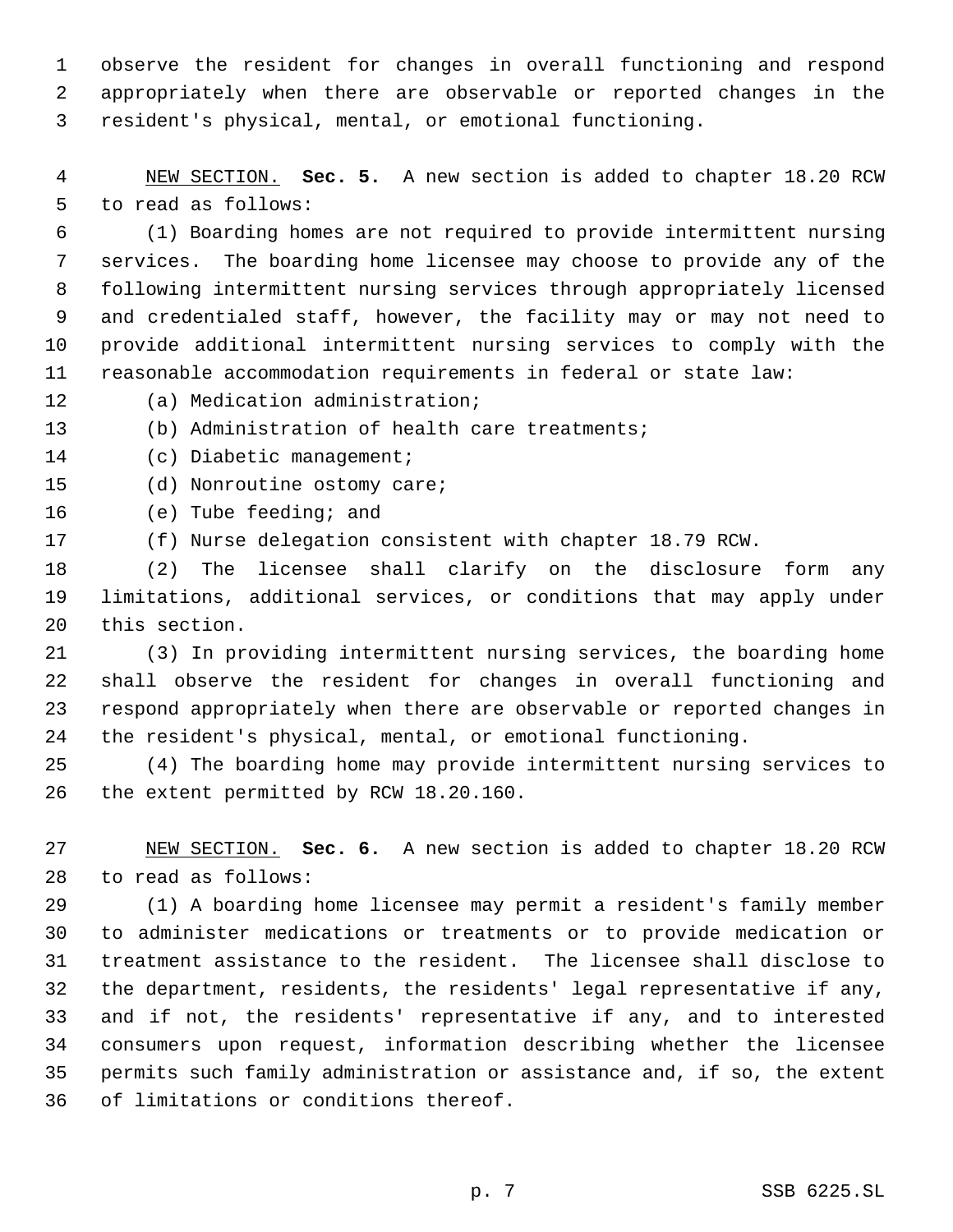observe the resident for changes in overall functioning and respond appropriately when there are observable or reported changes in the resident's physical, mental, or emotional functioning.

NEW SECTION. **Sec. 5.** A new section is added to chapter 18.20 RCW to read as follows:

(1) Boarding homes are not required to provide intermittent nursing services. The boarding home licensee may choose to provide any of the following intermittent nursing services through appropriately licensed and credentialed staff, however, the facility may or may not need to provide additional intermittent nursing services to comply with the reasonable accommodation requirements in federal or state law:

(a) Medication administration;

(b) Administration of health care treatments;

(c) Diabetic management;

(d) Nonroutine ostomy care;

(e) Tube feeding; and

(f) Nurse delegation consistent with chapter 18.79 RCW.

(2) The licensee shall clarify on the disclosure form any limitations, additional services, or conditions that may apply under this section.

(3) In providing intermittent nursing services, the boarding home shall observe the resident for changes in overall functioning and respond appropriately when there are observable or reported changes in the resident's physical, mental, or emotional functioning.

(4) The boarding home may provide intermittent nursing services to the extent permitted by RCW 18.20.160.

NEW SECTION. **Sec. 6.** A new section is added to chapter 18.20 RCW to read as follows:

(1) A boarding home licensee may permit a resident's family member to administer medications or treatments or to provide medication or treatment assistance to the resident. The licensee shall disclose to the department, residents, the residents' legal representative if any, and if not, the residents' representative if any, and to interested consumers upon request, information describing whether the licensee permits such family administration or assistance and, if so, the extent of limitations or conditions thereof.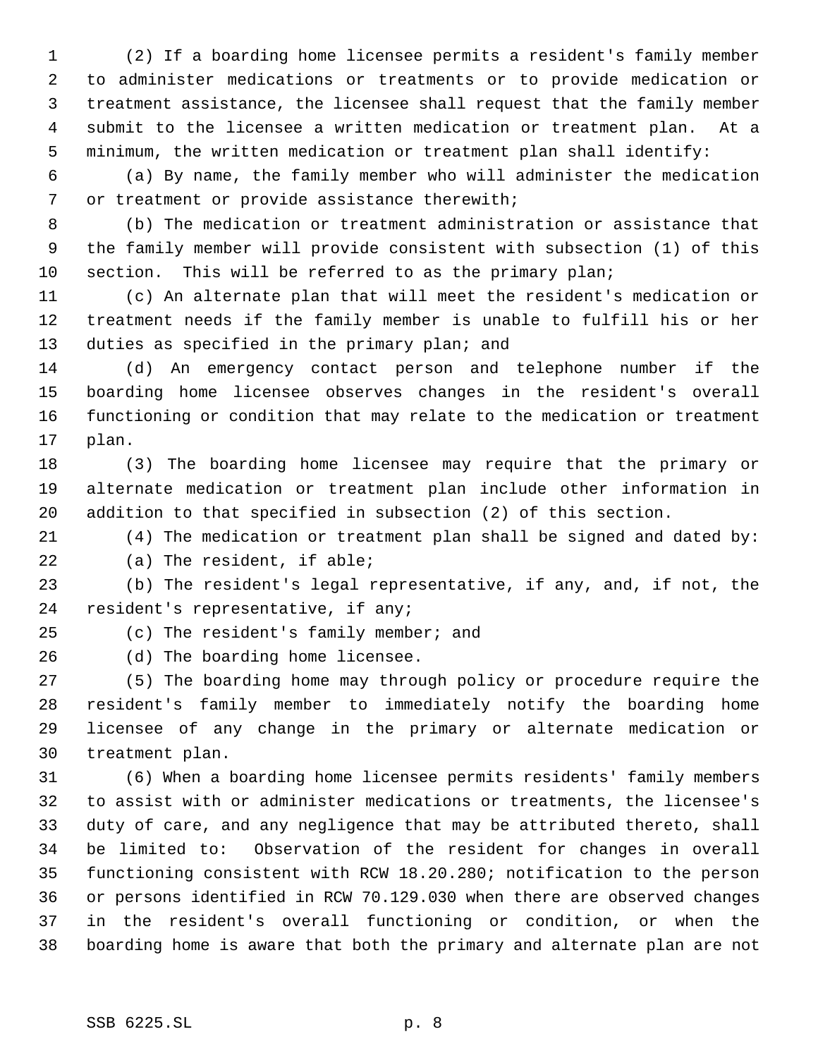(2) If a boarding home licensee permits a resident's family member to administer medications or treatments or to provide medication or treatment assistance, the licensee shall request that the family member submit to the licensee a written medication or treatment plan. At a minimum, the written medication or treatment plan shall identify:

(a) By name, the family member who will administer the medication or treatment or provide assistance therewith;

(b) The medication or treatment administration or assistance that the family member will provide consistent with subsection (1) of this section. This will be referred to as the primary plan;

(c) An alternate plan that will meet the resident's medication or treatment needs if the family member is unable to fulfill his or her duties as specified in the primary plan; and

(d) An emergency contact person and telephone number if the boarding home licensee observes changes in the resident's overall functioning or condition that may relate to the medication or treatment plan.

(3) The boarding home licensee may require that the primary or alternate medication or treatment plan include other information in addition to that specified in subsection (2) of this section.

(4) The medication or treatment plan shall be signed and dated by:

(a) The resident, if able;

(b) The resident's legal representative, if any, and, if not, the resident's representative, if any;

(c) The resident's family member; and

(d) The boarding home licensee.

(5) The boarding home may through policy or procedure require the resident's family member to immediately notify the boarding home licensee of any change in the primary or alternate medication or treatment plan.

(6) When a boarding home licensee permits residents' family members to assist with or administer medications or treatments, the licensee's duty of care, and any negligence that may be attributed thereto, shall be limited to: Observation of the resident for changes in overall functioning consistent with RCW 18.20.280; notification to the person or persons identified in RCW 70.129.030 when there are observed changes in the resident's overall functioning or condition, or when the boarding home is aware that both the primary and alternate plan are not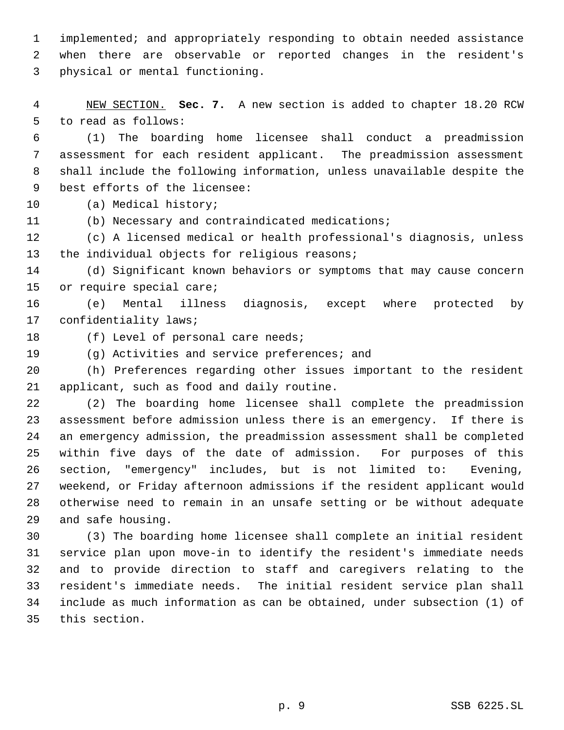implemented; and appropriately responding to obtain needed assistance when there are observable or reported changes in the resident's physical or mental functioning.

NEW SECTION. **Sec. 7.** A new section is added to chapter 18.20 RCW to read as follows:

(1) The boarding home licensee shall conduct a preadmission assessment for each resident applicant. The preadmission assessment shall include the following information, unless unavailable despite the best efforts of the licensee:

(a) Medical history;

(b) Necessary and contraindicated medications;

(c) A licensed medical or health professional's diagnosis, unless the individual objects for religious reasons;

(d) Significant known behaviors or symptoms that may cause concern or require special care;

(e) Mental illness diagnosis, except where protected by confidentiality laws;

(f) Level of personal care needs;

(g) Activities and service preferences; and

(h) Preferences regarding other issues important to the resident applicant, such as food and daily routine.

(2) The boarding home licensee shall complete the preadmission assessment before admission unless there is an emergency. If there is an emergency admission, the preadmission assessment shall be completed within five days of the date of admission. For purposes of this section, "emergency" includes, but is not limited to: Evening, weekend, or Friday afternoon admissions if the resident applicant would otherwise need to remain in an unsafe setting or be without adequate and safe housing.

(3) The boarding home licensee shall complete an initial resident service plan upon move-in to identify the resident's immediate needs and to provide direction to staff and caregivers relating to the resident's immediate needs. The initial resident service plan shall include as much information as can be obtained, under subsection (1) of this section.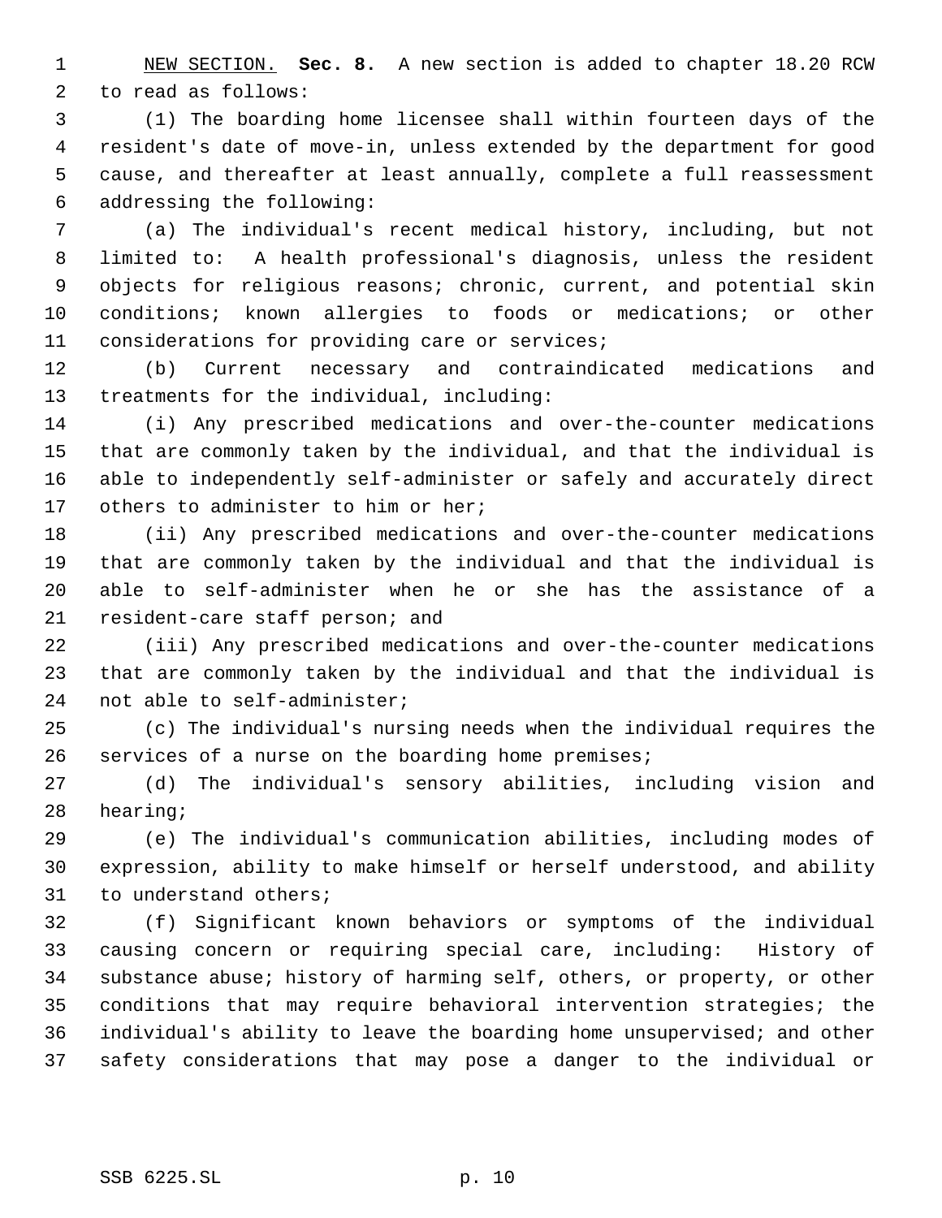<u>NEW SECTION.</u> **Sec. 8.** A new section is added to chapter 18.20 RCW to read as follows:

(1) The boarding home licensee shall within fourteen days of the resident's date of move-in, unless extended by the department for good cause, and thereafter at least annually, complete a full reassessment addressing the following:

(a) The individual's recent medical history, including, but not limited to: A health professional's diagnosis, unless the resident objects for religious reasons; chronic, current, and potential skin conditions; known allergies to foods or medications; or other considerations for providing care or services;

(b) Current necessary and contraindicated medications and treatments for the individual, including:

(i) Any prescribed medications and over-the-counter medications that are commonly taken by the individual, and that the individual is able to independently self-administer or safely and accurately direct others to administer to him or her;

(ii) Any prescribed medications and over-the-counter medications that are commonly taken by the individual and that the individual is able to self-administer when he or she has the assistance of a resident-care staff person; and

(iii) Any prescribed medications and over-the-counter medications that are commonly taken by the individual and that the individual is not able to self-administer;

(c) The individual's nursing needs when the individual requires the services of a nurse on the boarding home premises;

(d) The individual's sensory abilities, including vision and hearing;

(e) The individual's communication abilities, including modes of expression, ability to make himself or herself understood, and ability to understand others;

(f) Significant known behaviors or symptoms of the individual causing concern or requiring special care, including: History of substance abuse; history of harming self, others, or property, or other conditions that may require behavioral intervention strategies; the individual's ability to leave the boarding home unsupervised; and other safety considerations that may pose a danger to the individual or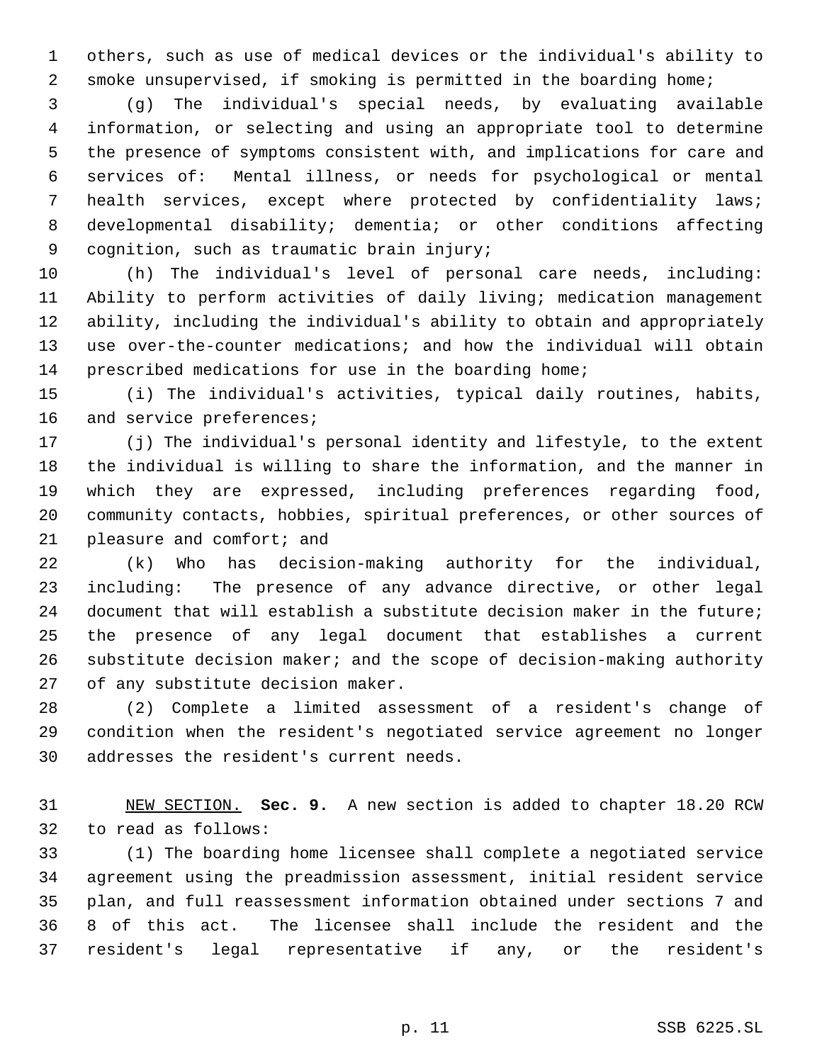others, such as use of medical devices or the individual's ability to smoke unsupervised, if smoking is permitted in the boarding home;

(g) The individual's special needs, by evaluating available information, or selecting and using an appropriate tool to determine the presence of symptoms consistent with, and implications for care and services of: Mental illness, or needs for psychological or mental health services, except where protected by confidentiality laws; developmental disability; dementia; or other conditions affecting cognition, such as traumatic brain injury;

(h) The individual's level of personal care needs, including: Ability to perform activities of daily living; medication management ability, including the individual's ability to obtain and appropriately use over-the-counter medications; and how the individual will obtain prescribed medications for use in the boarding home;

(i) The individual's activities, typical daily routines, habits, and service preferences;

(j) The individual's personal identity and lifestyle, to the extent the individual is willing to share the information, and the manner in which they are expressed, including preferences regarding food, community contacts, hobbies, spiritual preferences, or other sources of pleasure and comfort; and

(k) Who has decision-making authority for the individual, including: The presence of any advance directive, or other legal document that will establish a substitute decision maker in the future; the presence of any legal document that establishes a current substitute decision maker; and the scope of decision-making authority of any substitute decision maker.

(2) Complete a limited assessment of a resident's change of condition when the resident's negotiated service agreement no longer addresses the resident's current needs.

NEW SECTION. **Sec. 9.** A new section is added to chapter 18.20 RCW to read as follows:

(1) The boarding home licensee shall complete a negotiated service agreement using the preadmission assessment, initial resident service plan, and full reassessment information obtained under sections 7 and 8 of this act. The licensee shall include the resident and the resident's legal representative if any, or the resident's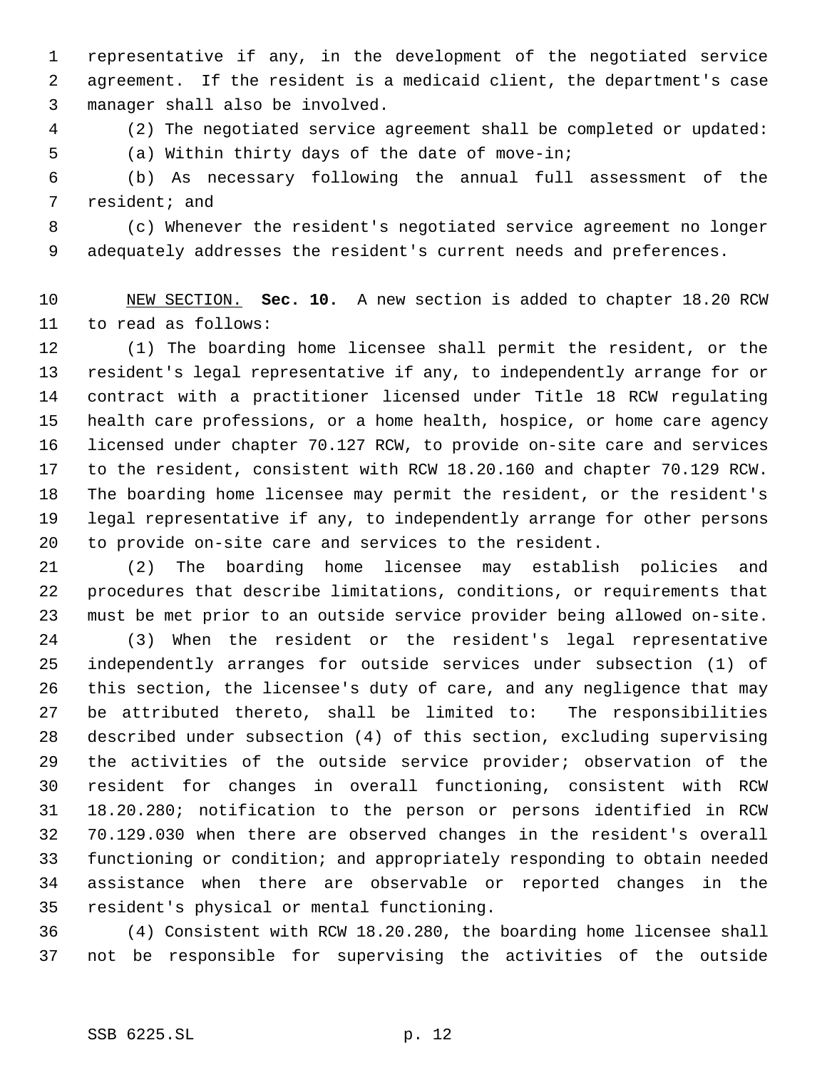representative if any, in the development of the negotiated service agreement. If the resident is a medicaid client, the department's case manager shall also be involved.

(2) The negotiated service agreement shall be completed or updated:

(a) Within thirty days of the date of move-in;

(b) As necessary following the annual full assessment of the resident; and

(c) Whenever the resident's negotiated service agreement no longer adequately addresses the resident's current needs and preferences.

NEW SECTION. **Sec. 10.** A new section is added to chapter 18.20 RCW to read as follows:

(1) The boarding home licensee shall permit the resident, or the resident's legal representative if any, to independently arrange for or contract with a practitioner licensed under Title 18 RCW regulating health care professions, or a home health, hospice, or home care agency licensed under chapter 70.127 RCW, to provide on-site care and services to the resident, consistent with RCW 18.20.160 and chapter 70.129 RCW. The boarding home licensee may permit the resident, or the resident's legal representative if any, to independently arrange for other persons to provide on-site care and services to the resident.

(2) The boarding home licensee may establish policies and procedures that describe limitations, conditions, or requirements that must be met prior to an outside service provider being allowed on-site.

(3) When the resident or the resident's legal representative independently arranges for outside services under subsection (1) of this section, the licensee's duty of care, and any negligence that may be attributed thereto, shall be limited to: The responsibilities described under subsection (4) of this section, excluding supervising the activities of the outside service provider; observation of the resident for changes in overall functioning, consistent with RCW 18.20.280; notification to the person or persons identified in RCW 70.129.030 when there are observed changes in the resident's overall functioning or condition; and appropriately responding to obtain needed assistance when there are observable or reported changes in the resident's physical or mental functioning.

(4) Consistent with RCW 18.20.280, the boarding home licensee shall not be responsible for supervising the activities of the outside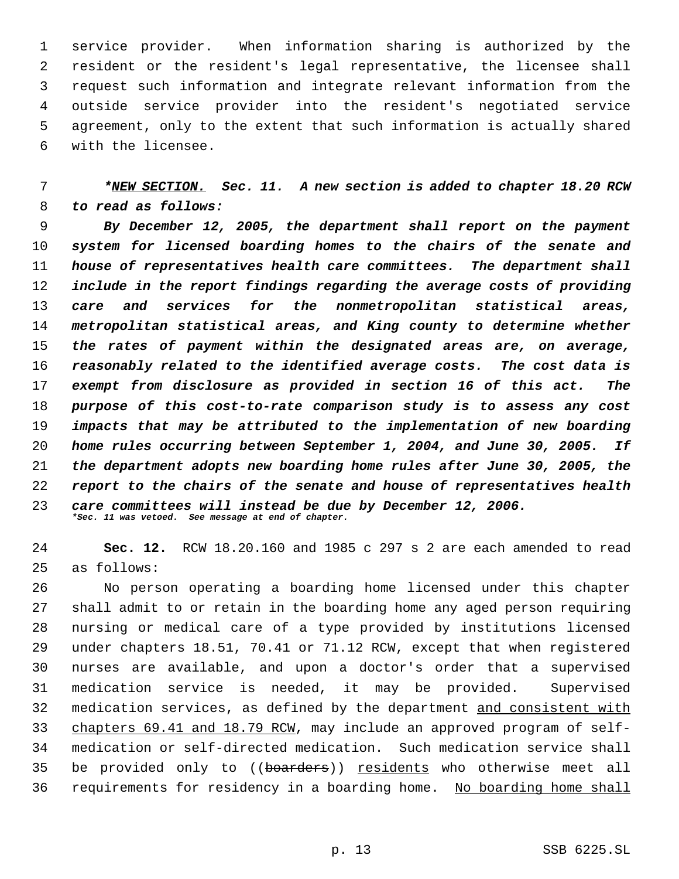service provider. When information sharing is authorized by the resident or the resident's legal representative, the licensee shall request such information and integrate relevant information from the outside service provider into the resident's negotiated service agreement, only to the extent that such information is actually shared with the licensee.

***NEW SECTION. Sec. 11. A new section is added to chapter 18.20 RCW to read as follows:***

***By December 12, 2005, the department shall report on the payment system for licensed boarding homes to the chairs of the senate and house of representatives health care committees. The department shall include in the report findings regarding the average costs of providing care and services for the nonmetropolitan statistical areas, metropolitan statistical areas, and King county to determine whether the rates of payment within the designated areas are, on average, reasonably related to the identified average costs. The cost data is exempt from disclosure as provided in section 16 of this act. The purpose of this cost-to-rate comparison study is to assess any cost impacts that may be attributed to the implementation of new boarding home rules occurring between September 1, 2004, and June 30, 2005. If the department adopts new boarding home rules after June 30, 2005, the report to the chairs of the senate and house of representatives health care committees will instead be due by December 12, 2006.***
****Sec. 11 was vetoed. See message at end of chapter.***

**Sec. 12.** RCW 18.20.160 and 1985 c 297 s 2 are each amended to read as follows:

No person operating a boarding home licensed under this chapter shall admit to or retain in the boarding home any aged person requiring nursing or medical care of a type provided by institutions licensed under chapters 18.51, 70.41 or 71.12 RCW, except that when registered nurses are available, and upon a doctor's order that a supervised medication service is needed, it may be provided. Supervised medication services, as defined by the department and consistent with chapters 69.41 and 18.79 RCW, may include an approved program of self-medication or self-directed medication. Such medication service shall be provided only to ((~~boarders~~)) residents who otherwise meet all requirements for residency in a boarding home. No boarding home shall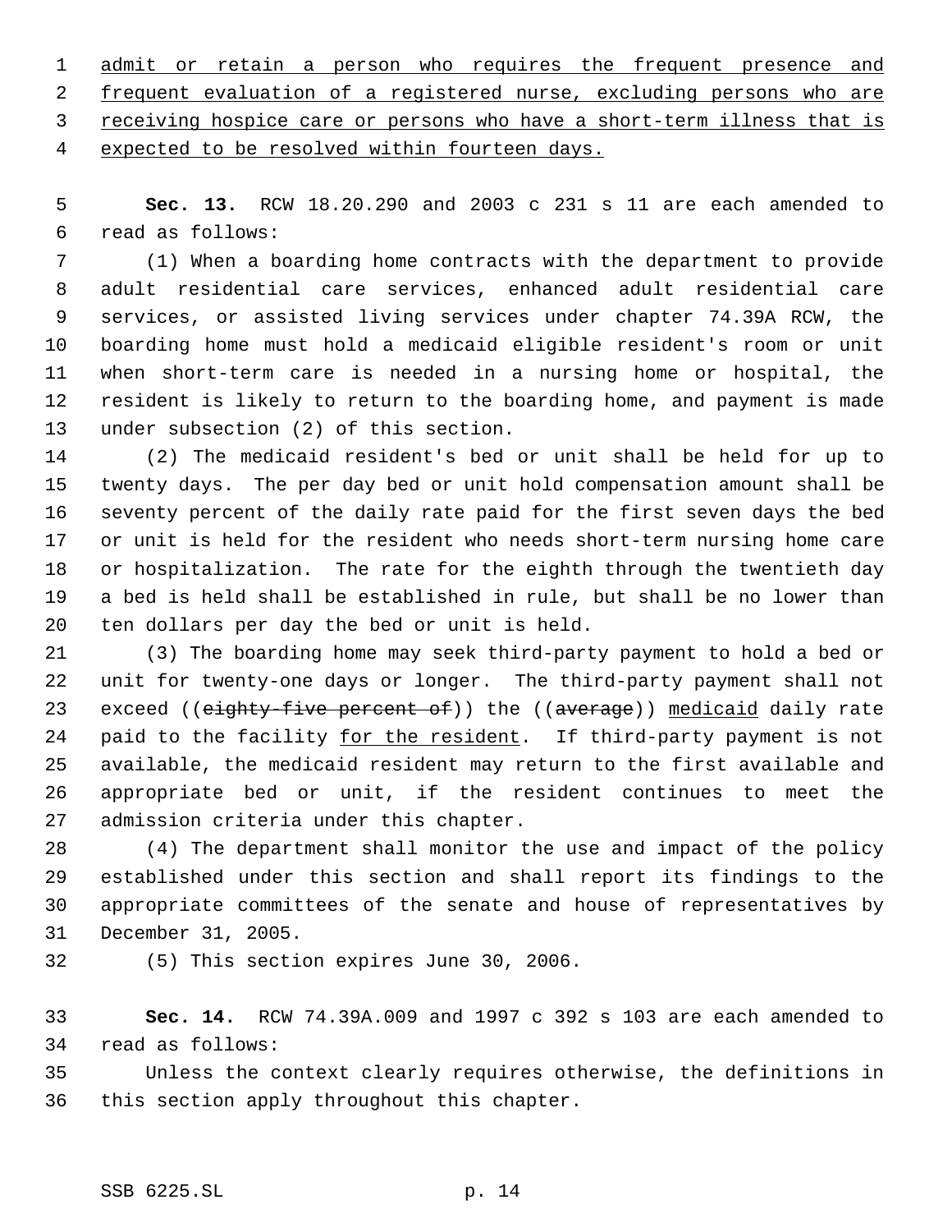admit or retain a person who requires the frequent presence and frequent evaluation of a registered nurse, excluding persons who are receiving hospice care or persons who have a short-term illness that is expected to be resolved within fourteen days.

**Sec. 13.** RCW 18.20.290 and 2003 c 231 s 11 are each amended to read as follows:

(1) When a boarding home contracts with the department to provide adult residential care services, enhanced adult residential care services, or assisted living services under chapter 74.39A RCW, the boarding home must hold a medicaid eligible resident's room or unit when short-term care is needed in a nursing home or hospital, the resident is likely to return to the boarding home, and payment is made under subsection (2) of this section.

(2) The medicaid resident's bed or unit shall be held for up to twenty days. The per day bed or unit hold compensation amount shall be seventy percent of the daily rate paid for the first seven days the bed or unit is held for the resident who needs short-term nursing home care or hospitalization. The rate for the eighth through the twentieth day a bed is held shall be established in rule, but shall be no lower than ten dollars per day the bed or unit is held.

(3) The boarding home may seek third-party payment to hold a bed or unit for twenty-one days or longer. The third-party payment shall not exceed ((~~eighty-five percent of~~)) the ((~~average~~)) medicaid daily rate paid to the facility for the resident. If third-party payment is not available, the medicaid resident may return to the first available and appropriate bed or unit, if the resident continues to meet the admission criteria under this chapter.

(4) The department shall monitor the use and impact of the policy established under this section and shall report its findings to the appropriate committees of the senate and house of representatives by December 31, 2005.

(5) This section expires June 30, 2006.

**Sec. 14.** RCW 74.39A.009 and 1997 c 392 s 103 are each amended to read as follows:

Unless the context clearly requires otherwise, the definitions in this section apply throughout this chapter.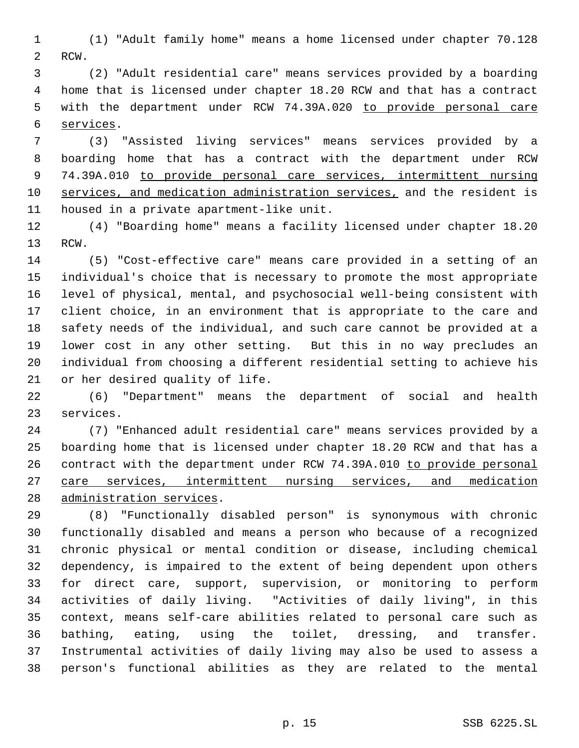(1) "Adult family home" means a home licensed under chapter 70.128 RCW.

(2) "Adult residential care" means services provided by a boarding home that is licensed under chapter 18.20 RCW and that has a contract with the department under RCW 74.39A.020 <u>to provide personal care services</u>.

(3) "Assisted living services" means services provided by a boarding home that has a contract with the department under RCW 74.39A.010 <u>to provide personal care services, intermittent nursing services, and medication administration services,</u> and the resident is housed in a private apartment-like unit.

(4) "Boarding home" means a facility licensed under chapter 18.20 RCW.

(5) "Cost-effective care" means care provided in a setting of an individual's choice that is necessary to promote the most appropriate level of physical, mental, and psychosocial well-being consistent with client choice, in an environment that is appropriate to the care and safety needs of the individual, and such care cannot be provided at a lower cost in any other setting. But this in no way precludes an individual from choosing a different residential setting to achieve his or her desired quality of life.

(6) "Department" means the department of social and health services.

(7) "Enhanced adult residential care" means services provided by a boarding home that is licensed under chapter 18.20 RCW and that has a contract with the department under RCW 74.39A.010 <u>to provide personal care services, intermittent nursing services, and medication administration services</u>.

(8) "Functionally disabled person" is synonymous with chronic functionally disabled and means a person who because of a recognized chronic physical or mental condition or disease, including chemical dependency, is impaired to the extent of being dependent upon others for direct care, support, supervision, or monitoring to perform activities of daily living. "Activities of daily living", in this context, means self-care abilities related to personal care such as bathing, eating, using the toilet, dressing, and transfer. Instrumental activities of daily living may also be used to assess a person's functional abilities as they are related to the mental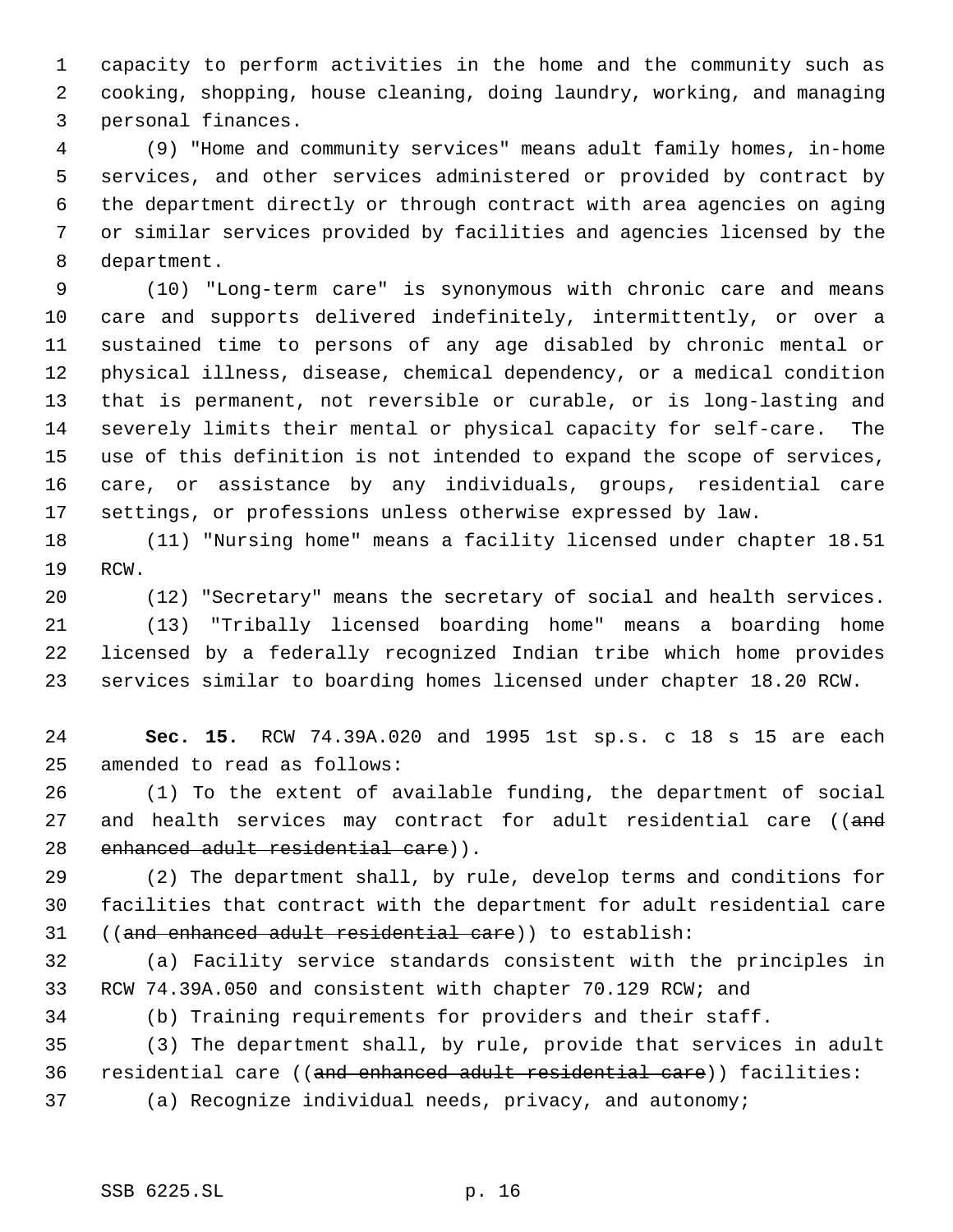capacity to perform activities in the home and the community such as cooking, shopping, house cleaning, doing laundry, working, and managing personal finances.

(9) "Home and community services" means adult family homes, in-home services, and other services administered or provided by contract by the department directly or through contract with area agencies on aging or similar services provided by facilities and agencies licensed by the department.

(10) "Long-term care" is synonymous with chronic care and means care and supports delivered indefinitely, intermittently, or over a sustained time to persons of any age disabled by chronic mental or physical illness, disease, chemical dependency, or a medical condition that is permanent, not reversible or curable, or is long-lasting and severely limits their mental or physical capacity for self-care. The use of this definition is not intended to expand the scope of services, care, or assistance by any individuals, groups, residential care settings, or professions unless otherwise expressed by law.

(11) "Nursing home" means a facility licensed under chapter 18.51 RCW.

(12) "Secretary" means the secretary of social and health services.

(13) "Tribally licensed boarding home" means a boarding home licensed by a federally recognized Indian tribe which home provides services similar to boarding homes licensed under chapter 18.20 RCW.

**Sec. 15.** RCW 74.39A.020 and 1995 1st sp.s. c 18 s 15 are each amended to read as follows:

(1) To the extent of available funding, the department of social and health services may contract for adult residential care ((~~and enhanced adult residential care~~)).

(2) The department shall, by rule, develop terms and conditions for facilities that contract with the department for adult residential care ((~~and enhanced adult residential care~~)) to establish:

(a) Facility service standards consistent with the principles in RCW 74.39A.050 and consistent with chapter 70.129 RCW; and

(b) Training requirements for providers and their staff.

(3) The department shall, by rule, provide that services in adult residential care ((~~and enhanced adult residential care~~)) facilities:

(a) Recognize individual needs, privacy, and autonomy;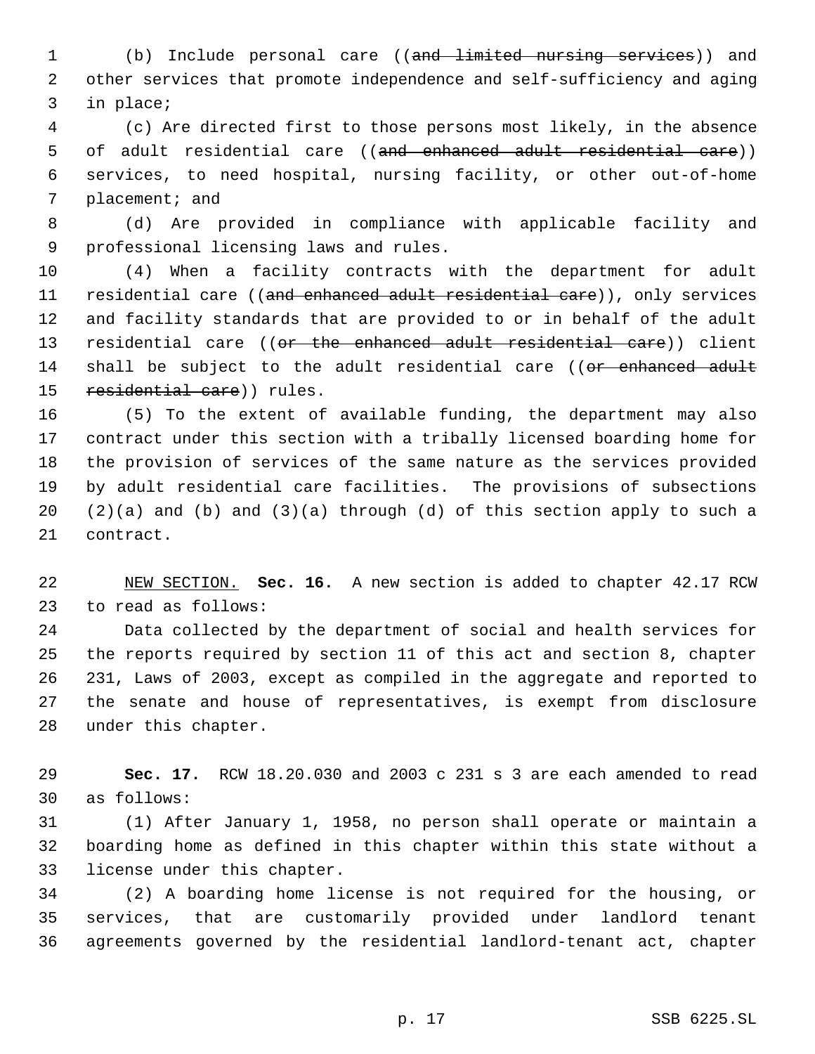(b) Include personal care ((~~and limited nursing services~~)) and other services that promote independence and self-sufficiency and aging in place;

(c) Are directed first to those persons most likely, in the absence of adult residential care ((~~and enhanced adult residential care~~)) services, to need hospital, nursing facility, or other out-of-home placement; and

(d) Are provided in compliance with applicable facility and professional licensing laws and rules.

(4) When a facility contracts with the department for adult residential care ((~~and enhanced adult residential care~~)), only services and facility standards that are provided to or in behalf of the adult residential care ((~~or the enhanced adult residential care~~)) client shall be subject to the adult residential care ((~~or enhanced adult residential care~~)) rules.

(5) To the extent of available funding, the department may also contract under this section with a tribally licensed boarding home for the provision of services of the same nature as the services provided by adult residential care facilities. The provisions of subsections (2)(a) and (b) and (3)(a) through (d) of this section apply to such a contract.

NEW SECTION. **Sec. 16.** A new section is added to chapter 42.17 RCW to read as follows:

Data collected by the department of social and health services for the reports required by section 11 of this act and section 8, chapter 231, Laws of 2003, except as compiled in the aggregate and reported to the senate and house of representatives, is exempt from disclosure under this chapter.

**Sec. 17.** RCW 18.20.030 and 2003 c 231 s 3 are each amended to read as follows:

(1) After January 1, 1958, no person shall operate or maintain a boarding home as defined in this chapter within this state without a license under this chapter.

(2) A boarding home license is not required for the housing, or services, that are customarily provided under landlord tenant agreements governed by the residential landlord-tenant act, chapter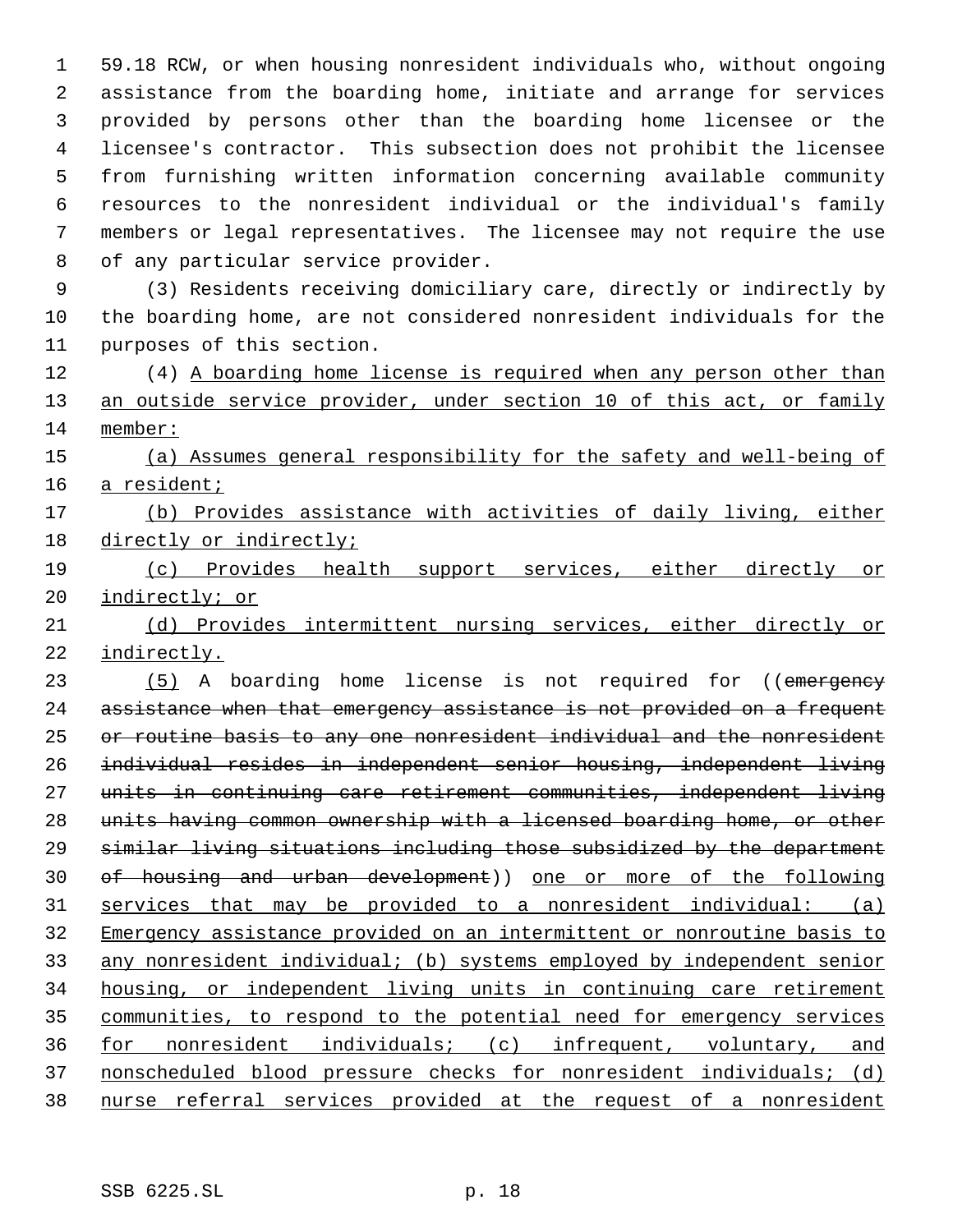59.18 RCW, or when housing nonresident individuals who, without ongoing assistance from the boarding home, initiate and arrange for services provided by persons other than the boarding home licensee or the licensee's contractor. This subsection does not prohibit the licensee from furnishing written information concerning available community resources to the nonresident individual or the individual's family members or legal representatives. The licensee may not require the use of any particular service provider.

(3) Residents receiving domiciliary care, directly or indirectly by the boarding home, are not considered nonresident individuals for the purposes of this section.

(4) A boarding home license is required when any person other than an outside service provider, under section 10 of this act, or family member:

(a) Assumes general responsibility for the safety and well-being of a resident;

(b) Provides assistance with activities of daily living, either directly or indirectly;

(c) Provides health support services, either directly or indirectly; or

(d) Provides intermittent nursing services, either directly or indirectly.

(5) A boarding home license is not required for ((~~emergency assistance when that emergency assistance is not provided on a frequent or routine basis to any one nonresident individual and the nonresident individual resides in independent senior housing, independent living units in continuing care retirement communities, independent living units having common ownership with a licensed boarding home, or other similar living situations including those subsidized by the department of housing and urban development~~)) one or more of the following services that may be provided to a nonresident individual: (a) Emergency assistance provided on an intermittent or nonroutine basis to any nonresident individual; (b) systems employed by independent senior housing, or independent living units in continuing care retirement communities, to respond to the potential need for emergency services for nonresident individuals; (c) infrequent, voluntary, and nonscheduled blood pressure checks for nonresident individuals; (d) nurse referral services provided at the request of a nonresident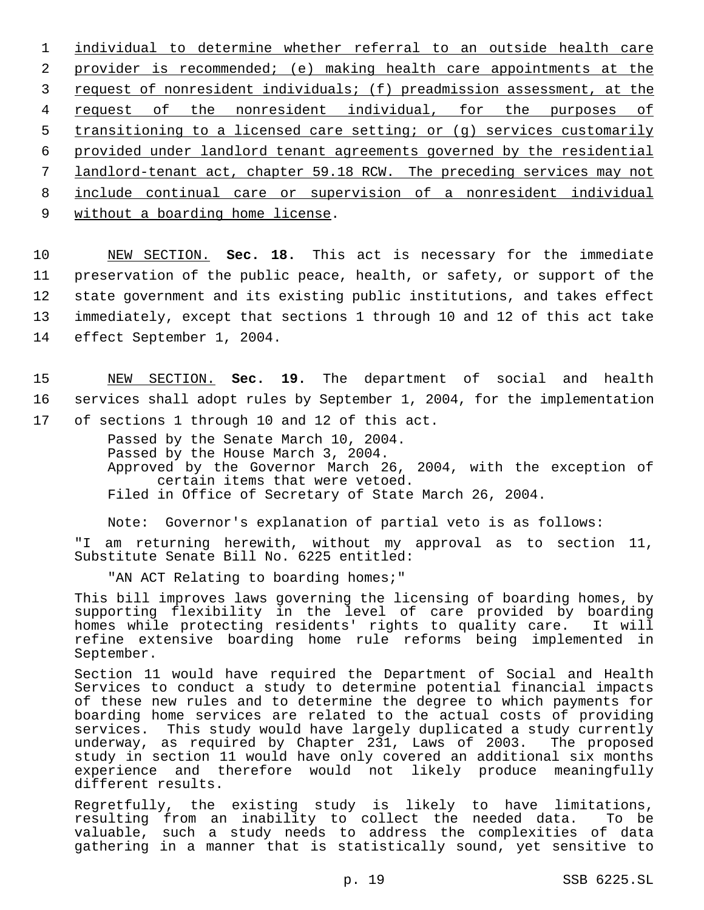individual to determine whether referral to an outside health care provider is recommended; (e) making health care appointments at the request of nonresident individuals; (f) preadmission assessment, at the request of the nonresident individual, for the purposes of transitioning to a licensed care setting; or (g) services customarily provided under landlord tenant agreements governed by the residential landlord-tenant act, chapter 59.18 RCW. The preceding services may not include continual care or supervision of a nonresident individual without a boarding home license.

NEW SECTION. **Sec. 18.** This act is necessary for the immediate preservation of the public peace, health, or safety, or support of the state government and its existing public institutions, and takes effect immediately, except that sections 1 through 10 and 12 of this act take effect September 1, 2004.

NEW SECTION. **Sec. 19.** The department of social and health services shall adopt rules by September 1, 2004, for the implementation of sections 1 through 10 and 12 of this act.

Passed by the Senate March 10, 2004.
Passed by the House March 3, 2004.
Approved by the Governor March 26, 2004, with the exception of certain items that were vetoed.
Filed in Office of Secretary of State March 26, 2004.

Note: Governor's explanation of partial veto is as follows:

"I am returning herewith, without my approval as to section 11, Substitute Senate Bill No. 6225 entitled:

"AN ACT Relating to boarding homes;"

This bill improves laws governing the licensing of boarding homes, by supporting flexibility in the level of care provided by boarding homes while protecting residents' rights to quality care. It will refine extensive boarding home rule reforms being implemented in September.

Section 11 would have required the Department of Social and Health Services to conduct a study to determine potential financial impacts of these new rules and to determine the degree to which payments for boarding home services are related to the actual costs of providing services. This study would have largely duplicated a study currently underway, as required by Chapter 231, Laws of 2003. The proposed study in section 11 would have only covered an additional six months experience and therefore would not likely produce meaningfully different results.

Regretfully, the existing study is likely to have limitations, resulting from an inability to collect the needed data. To be valuable, such a study needs to address the complexities of data gathering in a manner that is statistically sound, yet sensitive to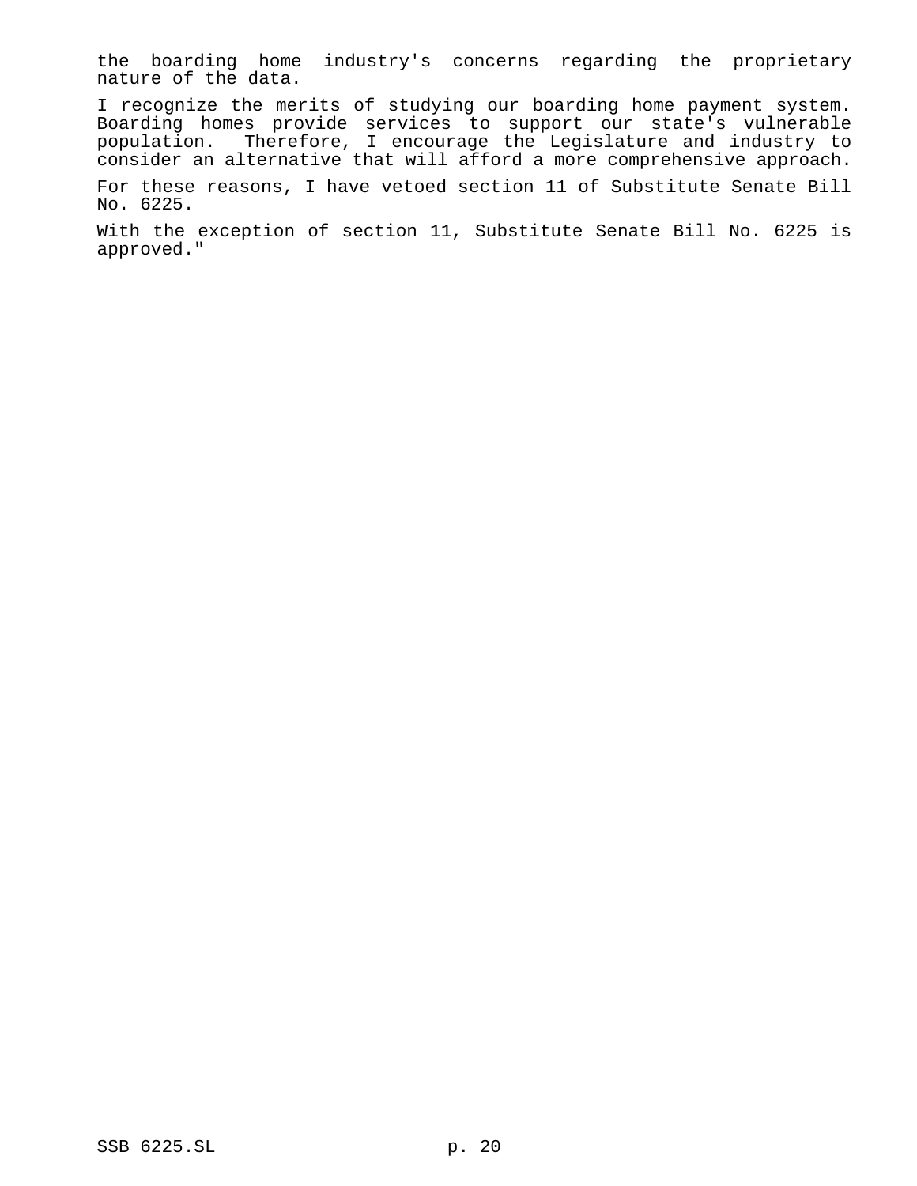the boarding home industry's concerns regarding the proprietary nature of the data.

I recognize the merits of studying our boarding home payment system. Boarding homes provide services to support our state's vulnerable population. Therefore, I encourage the Legislature and industry to consider an alternative that will afford a more comprehensive approach.

For these reasons, I have vetoed section 11 of Substitute Senate Bill No. 6225.

With the exception of section 11, Substitute Senate Bill No. 6225 is approved."